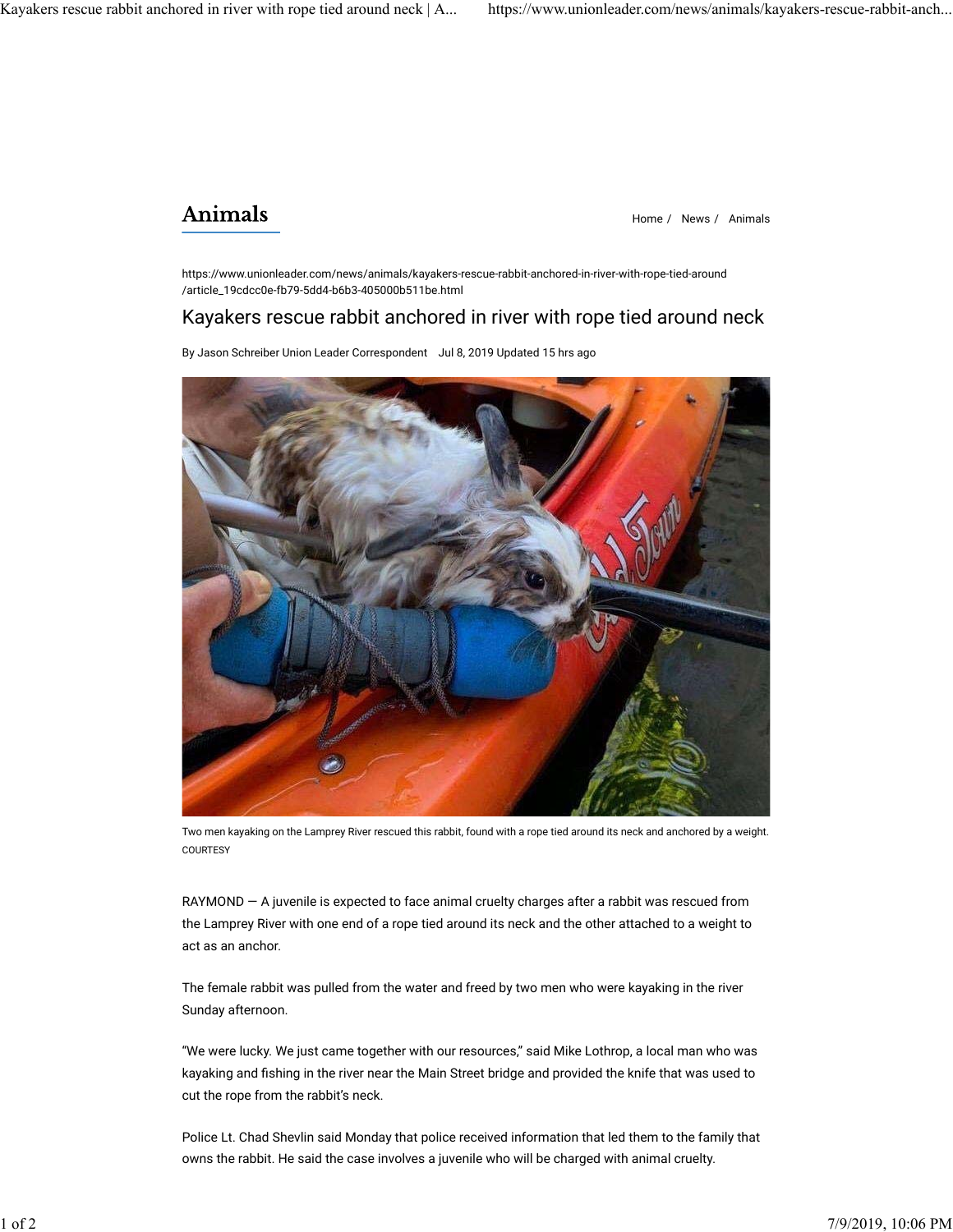# Animals

Home / News / Animals

https://www.unionleader.com/news/animals/kayakers-rescue-rabbit-anchored-in-river-with-rope-tied-around/article_19cdcc0e-fb79-5dd4-b6b3-405000b511be.html

## Kayakers rescue rabbit anchored in river with rope tied around neck

By Jason Schreiber Union Leader Correspondent Jul 8, 2019 Updated 15 hrs ago

Two men kayaking on the Lamprey River rescued this rabbit, found with a rope tied around its neck and anchored by a weight.
COURTESY

RAYMOND — A juvenile is expected to face animal cruelty charges after a rabbit was rescued from the Lamprey River with one end of a rope tied around its neck and the other attached to a weight to act as an anchor.

The female rabbit was pulled from the water and freed by two men who were kayaking in the river Sunday afternoon.

"We were lucky. We just came together with our resources," said Mike Lothrop, a local man who was kayaking and fishing in the river near the Main Street bridge and provided the knife that was used to cut the rope from the rabbit's neck.

Police Lt. Chad Shevlin said Monday that police received information that led them to the family that owns the rabbit. He said the case involves a juvenile who will be charged with animal cruelty.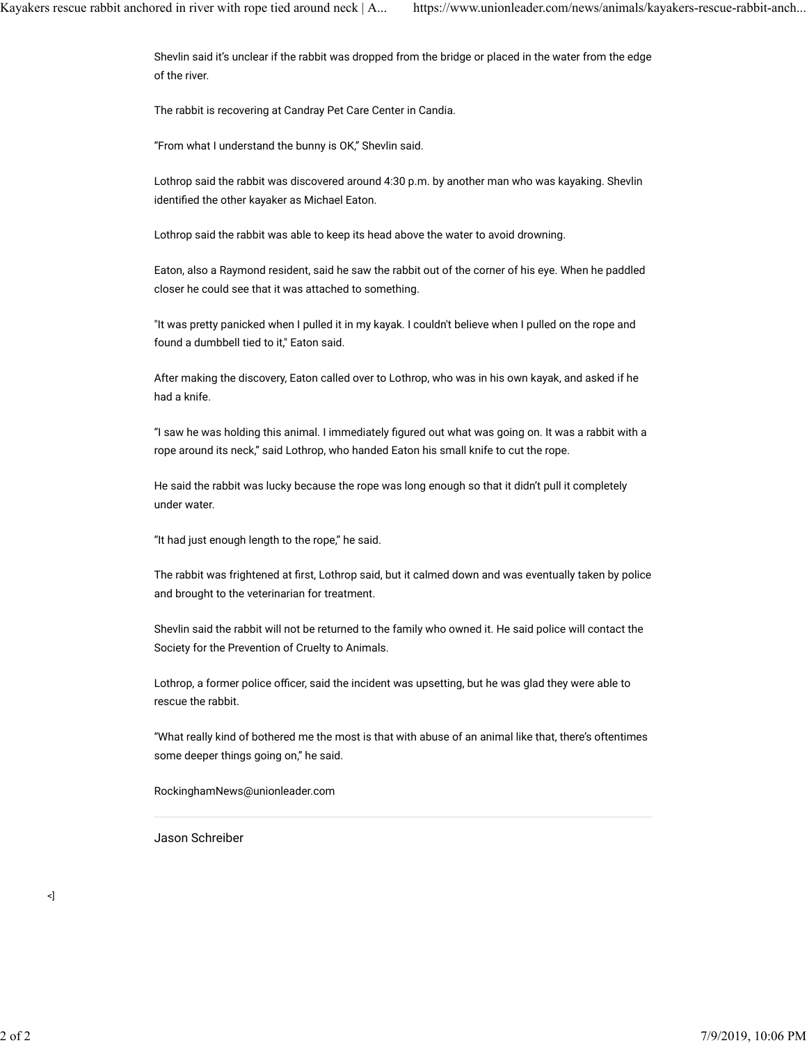Shevlin said it's unclear if the rabbit was dropped from the bridge or placed in the water from the edge of the river.

The rabbit is recovering at Candray Pet Care Center in Candia.

"From what I understand the bunny is OK," Shevlin said.

Lothrop said the rabbit was discovered around 4:30 p.m. by another man who was kayaking. Shevlin identified the other kayaker as Michael Eaton.

Lothrop said the rabbit was able to keep its head above the water to avoid drowning.

Eaton, also a Raymond resident, said he saw the rabbit out of the corner of his eye. When he paddled closer he could see that it was attached to something.

"It was pretty panicked when I pulled it in my kayak. I couldn't believe when I pulled on the rope and found a dumbbell tied to it," Eaton said.

After making the discovery, Eaton called over to Lothrop, who was in his own kayak, and asked if he had a knife.

"I saw he was holding this animal. I immediately figured out what was going on. It was a rabbit with a rope around its neck," said Lothrop, who handed Eaton his small knife to cut the rope.

He said the rabbit was lucky because the rope was long enough so that it didn't pull it completely under water.

"It had just enough length to the rope," he said.

The rabbit was frightened at first, Lothrop said, but it calmed down and was eventually taken by police and brought to the veterinarian for treatment.

Shevlin said the rabbit will not be returned to the family who owned it. He said police will contact the Society for the Prevention of Cruelty to Animals.

Lothrop, a former police officer, said the incident was upsetting, but he was glad they were able to rescue the rabbit.

"What really kind of bothered me the most is that with abuse of an animal like that, there's oftentimes some deeper things going on," he said.

RockinghamNews@unionleader.com

---

Jason Schreiber